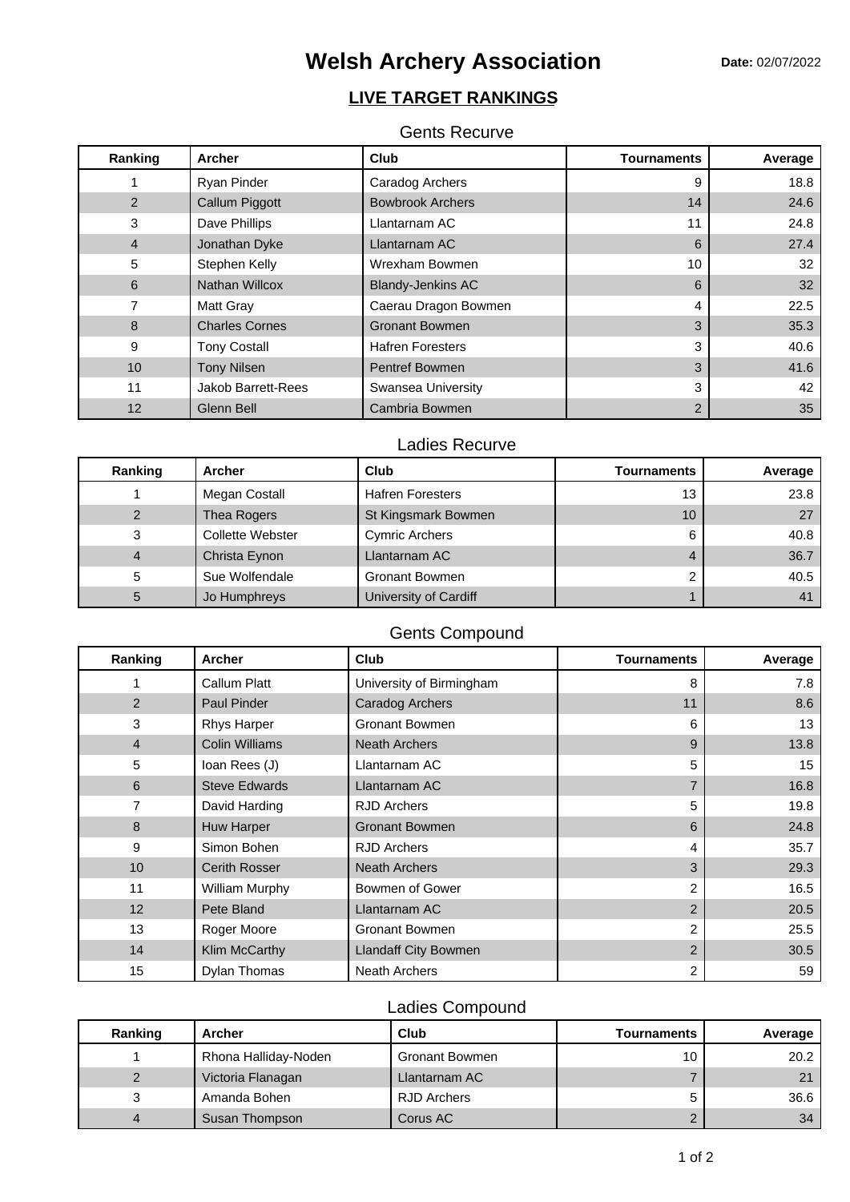# Welsh Archery Association

**Date:** 02/07/2022

## LIVE TARGET RANKINGS

### Gents Recurve

| Ranking | Archer | Club | Tournaments | Average |
|---|---|---|---|---|
| 1 | Ryan Pinder | Caradog Archers | 9 | 18.8 |
| 2 | Callum Piggott | Bowbrook Archers | 14 | 24.6 |
| 3 | Dave Phillips | Llantarnam AC | 11 | 24.8 |
| 4 | Jonathan Dyke | Llantarnam AC | 6 | 27.4 |
| 5 | Stephen Kelly | Wrexham Bowmen | 10 | 32 |
| 6 | Nathan Willcox | Blandy-Jenkins AC | 6 | 32 |
| 7 | Matt Gray | Caerau Dragon Bowmen | 4 | 22.5 |
| 8 | Charles Cornes | Gronant Bowmen | 3 | 35.3 |
| 9 | Tony Costall | Hafren Foresters | 3 | 40.6 |
| 10 | Tony Nilsen | Pentref Bowmen | 3 | 41.6 |
| 11 | Jakob Barrett-Rees | Swansea University | 3 | 42 |
| 12 | Glenn Bell | Cambria Bowmen | 2 | 35 |

### Ladies Recurve

| Ranking | Archer | Club | Tournaments | Average |
|---|---|---|---|---|
| 1 | Megan Costall | Hafren Foresters | 13 | 23.8 |
| 2 | Thea Rogers | St Kingsmark Bowmen | 10 | 27 |
| 3 | Collette Webster | Cymric Archers | 6 | 40.8 |
| 4 | Christa Eynon | Llantarnam AC | 4 | 36.7 |
| 5 | Sue Wolfendale | Gronant Bowmen | 2 | 40.5 |
| 5 | Jo Humphreys | University of Cardiff | 1 | 41 |

### Gents Compound

| Ranking | Archer | Club | Tournaments | Average |
|---|---|---|---|---|
| 1 | Callum Platt | University of Birmingham | 8 | 7.8 |
| 2 | Paul Pinder | Caradog Archers | 11 | 8.6 |
| 3 | Rhys Harper | Gronant Bowmen | 6 | 13 |
| 4 | Colin Williams | Neath Archers | 9 | 13.8 |
| 5 | Ioan Rees (J) | Llantarnam AC | 5 | 15 |
| 6 | Steve Edwards | Llantarnam AC | 7 | 16.8 |
| 7 | David Harding | RJD Archers | 5 | 19.8 |
| 8 | Huw Harper | Gronant Bowmen | 6 | 24.8 |
| 9 | Simon Bohen | RJD Archers | 4 | 35.7 |
| 10 | Cerith Rosser | Neath Archers | 3 | 29.3 |
| 11 | William Murphy | Bowmen of Gower | 2 | 16.5 |
| 12 | Pete Bland | Llantarnam AC | 2 | 20.5 |
| 13 | Roger Moore | Gronant Bowmen | 2 | 25.5 |
| 14 | Klim McCarthy | Llandaff City Bowmen | 2 | 30.5 |
| 15 | Dylan Thomas | Neath Archers | 2 | 59 |

### Ladies Compound

| Ranking | Archer | Club | Tournaments | Average |
|---|---|---|---|---|
| 1 | Rhona Halliday-Noden | Gronant Bowmen | 10 | 20.2 |
| 2 | Victoria Flanagan | Llantarnam AC | 7 | 21 |
| 3 | Amanda Bohen | RJD Archers | 5 | 36.6 |
| 4 | Susan Thompson | Corus AC | 2 | 34 |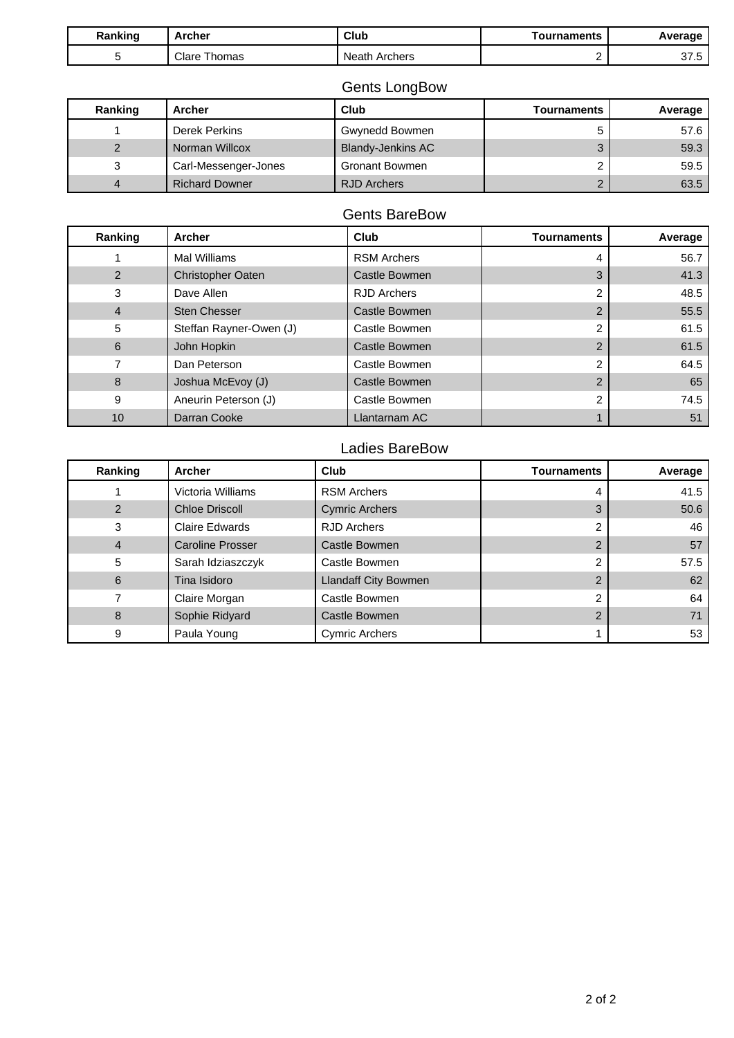| Ranking | Archer | Club | Tournaments | Average |
|---|---|---|---|---|
| 5 | Clare Thomas | Neath Archers | 2 | 37.5 |

## Gents LongBow

| Ranking | Archer | Club | Tournaments | Average |
|---|---|---|---|---|
| 1 | Derek Perkins | Gwynedd Bowmen | 5 | 57.6 |
| 2 | Norman Willcox | Blandy-Jenkins AC | 3 | 59.3 |
| 3 | Carl-Messenger-Jones | Gronant Bowmen | 2 | 59.5 |
| 4 | Richard Downer | RJD Archers | 2 | 63.5 |

## Gents BareBow

| Ranking | Archer | Club | Tournaments | Average |
|---|---|---|---|---|
| 1 | Mal Williams | RSM Archers | 4 | 56.7 |
| 2 | Christopher Oaten | Castle Bowmen | 3 | 41.3 |
| 3 | Dave Allen | RJD Archers | 2 | 48.5 |
| 4 | Sten Chesser | Castle Bowmen | 2 | 55.5 |
| 5 | Steffan Rayner-Owen (J) | Castle Bowmen | 2 | 61.5 |
| 6 | John Hopkin | Castle Bowmen | 2 | 61.5 |
| 7 | Dan Peterson | Castle Bowmen | 2 | 64.5 |
| 8 | Joshua McEvoy (J) | Castle Bowmen | 2 | 65 |
| 9 | Aneurin Peterson (J) | Castle Bowmen | 2 | 74.5 |
| 10 | Darran Cooke | Llantarnam AC | 1 | 51 |

## Ladies BareBow

| Ranking | Archer | Club | Tournaments | Average |
|---|---|---|---|---|
| 1 | Victoria Williams | RSM Archers | 4 | 41.5 |
| 2 | Chloe Driscoll | Cymric Archers | 3 | 50.6 |
| 3 | Claire Edwards | RJD Archers | 2 | 46 |
| 4 | Caroline Prosser | Castle Bowmen | 2 | 57 |
| 5 | Sarah Idziaszczyk | Castle Bowmen | 2 | 57.5 |
| 6 | Tina Isidoro | Llandaff City Bowmen | 2 | 62 |
| 7 | Claire Morgan | Castle Bowmen | 2 | 64 |
| 8 | Sophie Ridyard | Castle Bowmen | 2 | 71 |
| 9 | Paula Young | Cymric Archers | 1 | 53 |